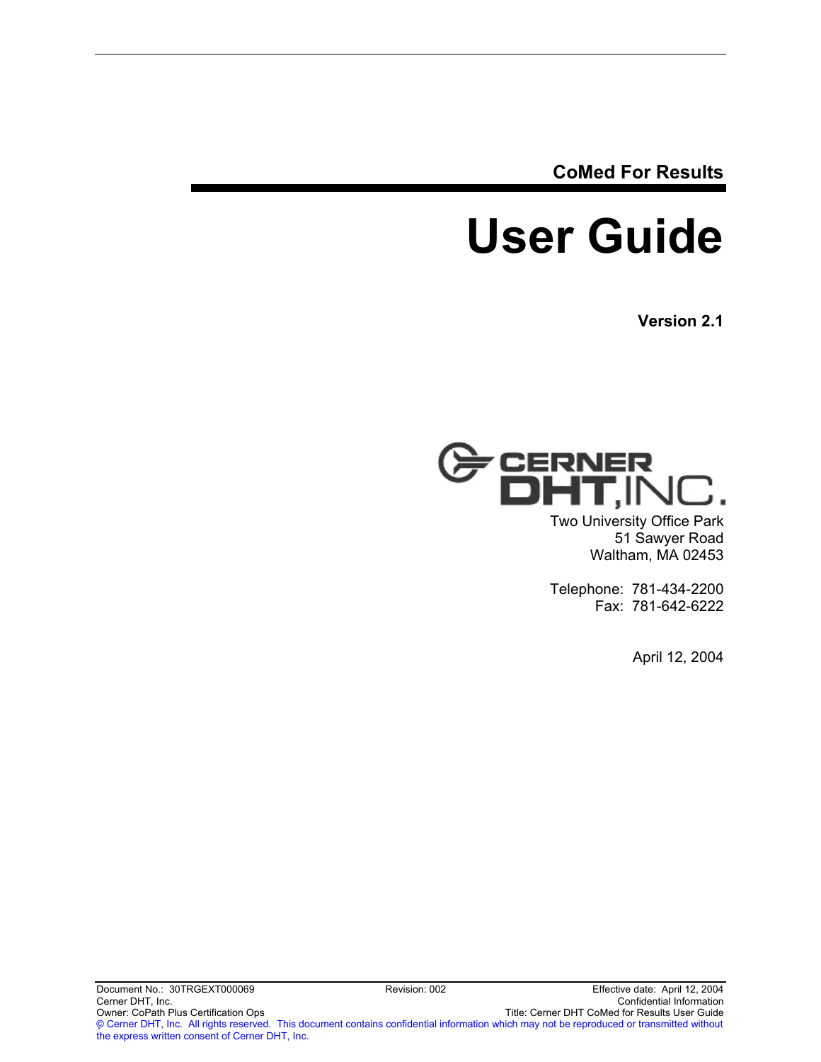CoMed For Results

# User Guide

**Version 2.1**

CERNER DHT, INC.

Two University Office Park
51 Sawyer Road
Waltham, MA 02453

Telephone: 781-434-2200
Fax: 781-642-6222

April 12, 2004

Document No.: 30TRGEXT000069 | Revision: 002 | Effective date: April 12, 2004
Cerner DHT, Inc. | Confidential Information
Owner: CoPath Plus Certification Ops | Title: Cerner DHT CoMed for Results User Guide
© Cerner DHT, Inc. All rights reserved. This document contains confidential information which may not be reproduced or transmitted without the express written consent of Cerner DHT, Inc.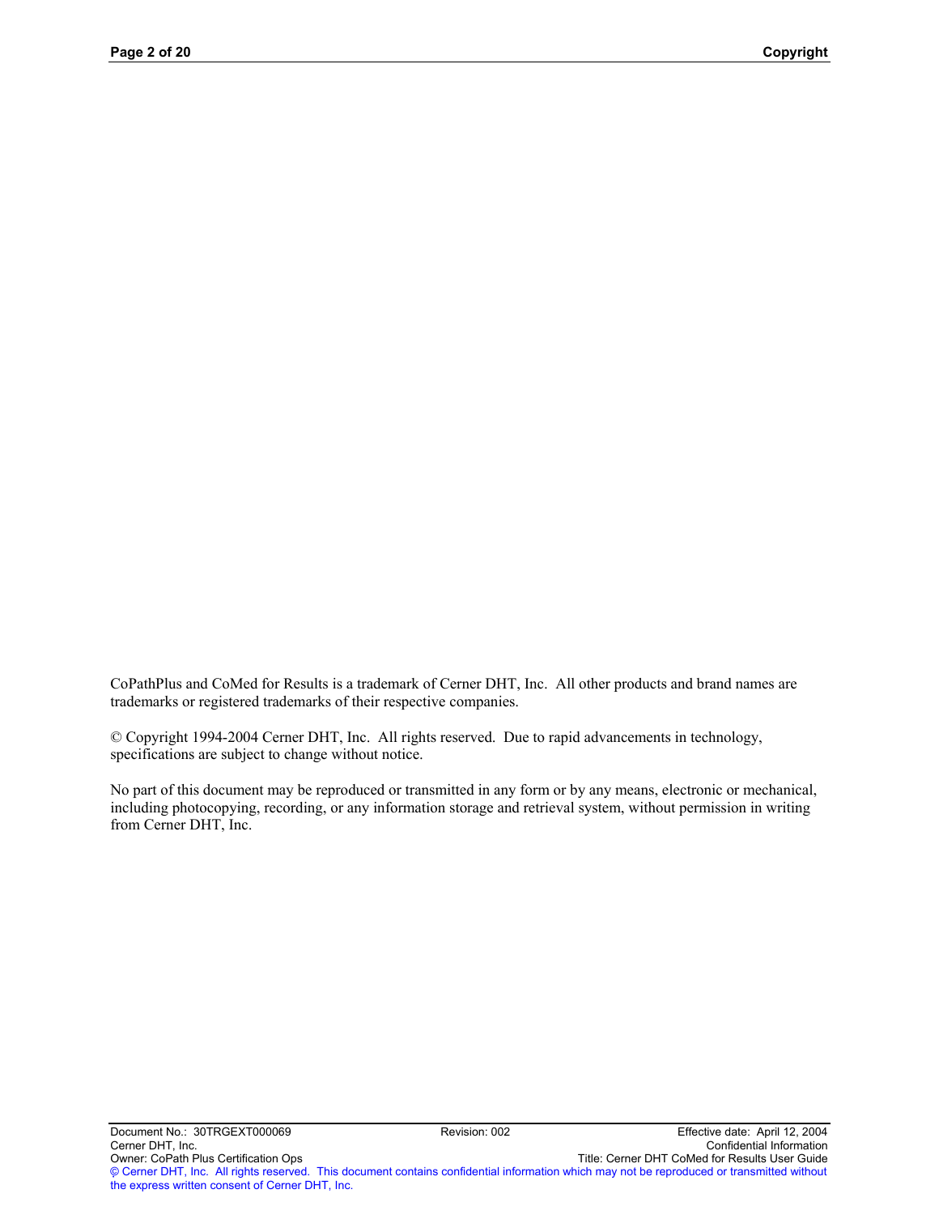CoPathPlus and CoMed for Results is a trademark of Cerner DHT, Inc. All other products and brand names are trademarks or registered trademarks of their respective companies.

© Copyright 1994-2004 Cerner DHT, Inc. All rights reserved. Due to rapid advancements in technology, specifications are subject to change without notice.

No part of this document may be reproduced or transmitted in any form or by any means, electronic or mechanical, including photocopying, recording, or any information storage and retrieval system, without permission in writing from Cerner DHT, Inc.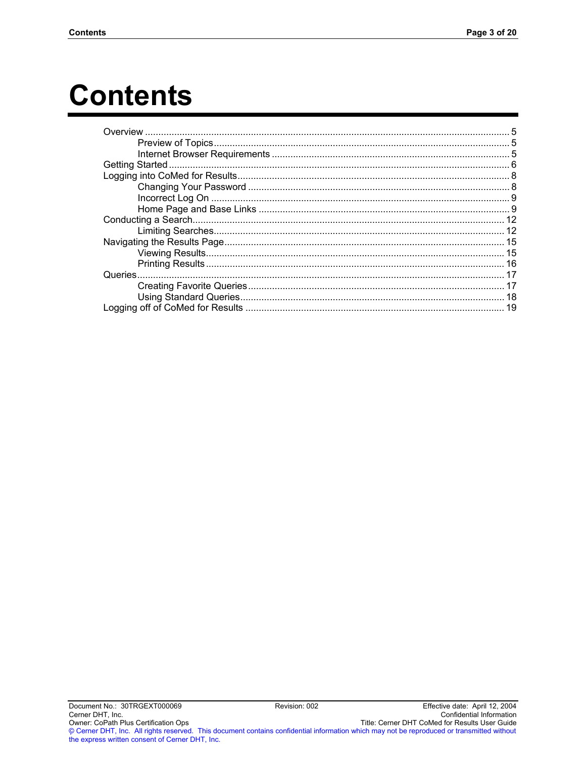# Contents

- Overview ........................................................................................................................ 5
  - Preview of Topics .............................................................................................. 5
  - Internet Browser Requirements ......................................................................... 5
- Getting Started ............................................................................................................... 6
- Logging into CoMed for Results ..................................................................................... 8
  - Changing Your Password .................................................................................. 8
  - Incorrect Log On ............................................................................................... 9
  - Home Page and Base Links .............................................................................. 9
- Conducting a Search .................................................................................................... 12
  - Limiting Searches ............................................................................................ 12
- Navigating the Results Page ........................................................................................ 15
  - Viewing Results ............................................................................................... 15
  - Printing Results ............................................................................................... 16
- Queries ......................................................................................................................... 17
  - Creating Favorite Queries ................................................................................ 17
  - Using Standard Queries ................................................................................... 18
- Logging off of CoMed for Results ................................................................................. 19

Document No.: 30TRGEXT000069 | Revision: 002 | Effective date: April 12, 2004

Cerner DHT, Inc. | Confidential Information

Owner: CoPath Plus Certification Ops | Title: Cerner DHT CoMed for Results User Guide

© Cerner DHT, Inc. All rights reserved. This document contains confidential information which may not be reproduced or transmitted without the express written consent of Cerner DHT, Inc.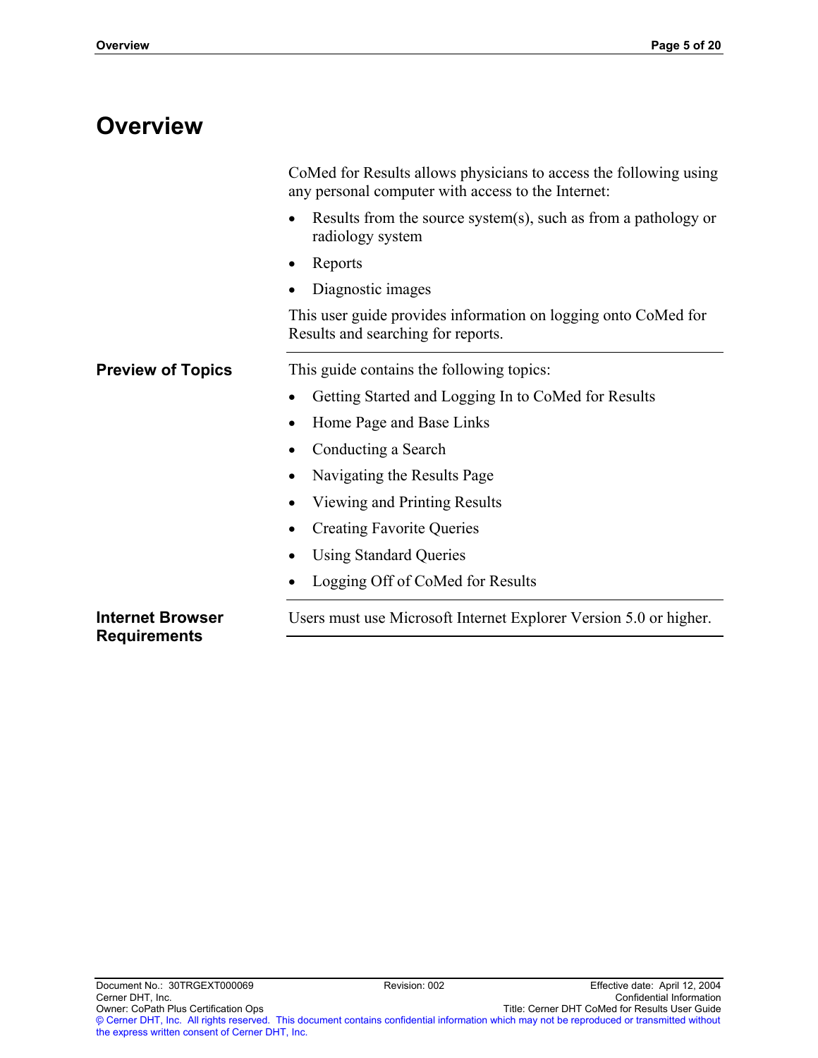# Overview

CoMed for Results allows physicians to access the following using any personal computer with access to the Internet:

- Results from the source system(s), such as from a pathology or radiology system
- Reports
- Diagnostic images

This user guide provides information on logging onto CoMed for Results and searching for reports.

## Preview of Topics

This guide contains the following topics:

- Getting Started and Logging In to CoMed for Results
- Home Page and Base Links
- Conducting a Search
- Navigating the Results Page
- Viewing and Printing Results
- Creating Favorite Queries
- Using Standard Queries
- Logging Off of CoMed for Results

## Internet Browser Requirements

Users must use Microsoft Internet Explorer Version 5.0 or higher.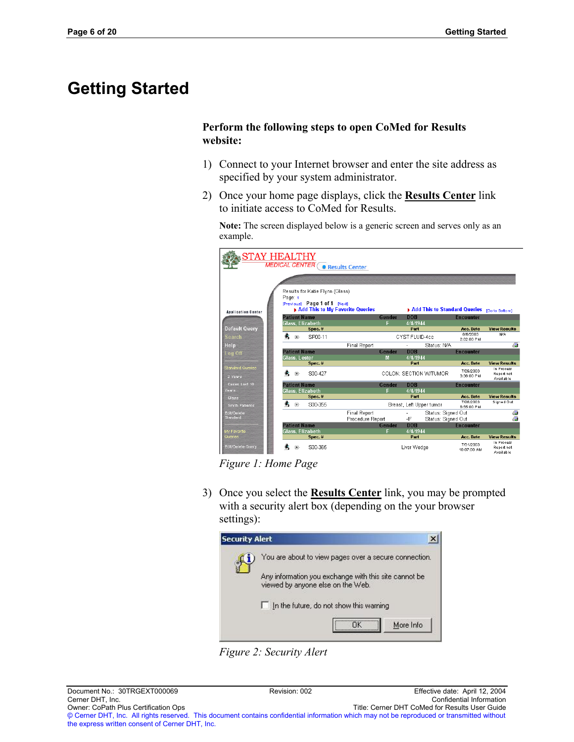# Getting Started

**Perform the following steps to open CoMed for Results website:**

1) Connect to your Internet browser and enter the site address as specified by your system administrator.
2) Once your home page displays, click the **Results Center** link to initiate access to CoMed for Results.

   **Note:** The screen displayed below is a generic screen and serves only as an example.

*Figure 1: Home Page*

3) Once you select the **Results Center** link, you may be prompted with a security alert box (depending on the your browser settings):

*Figure 2: Security Alert*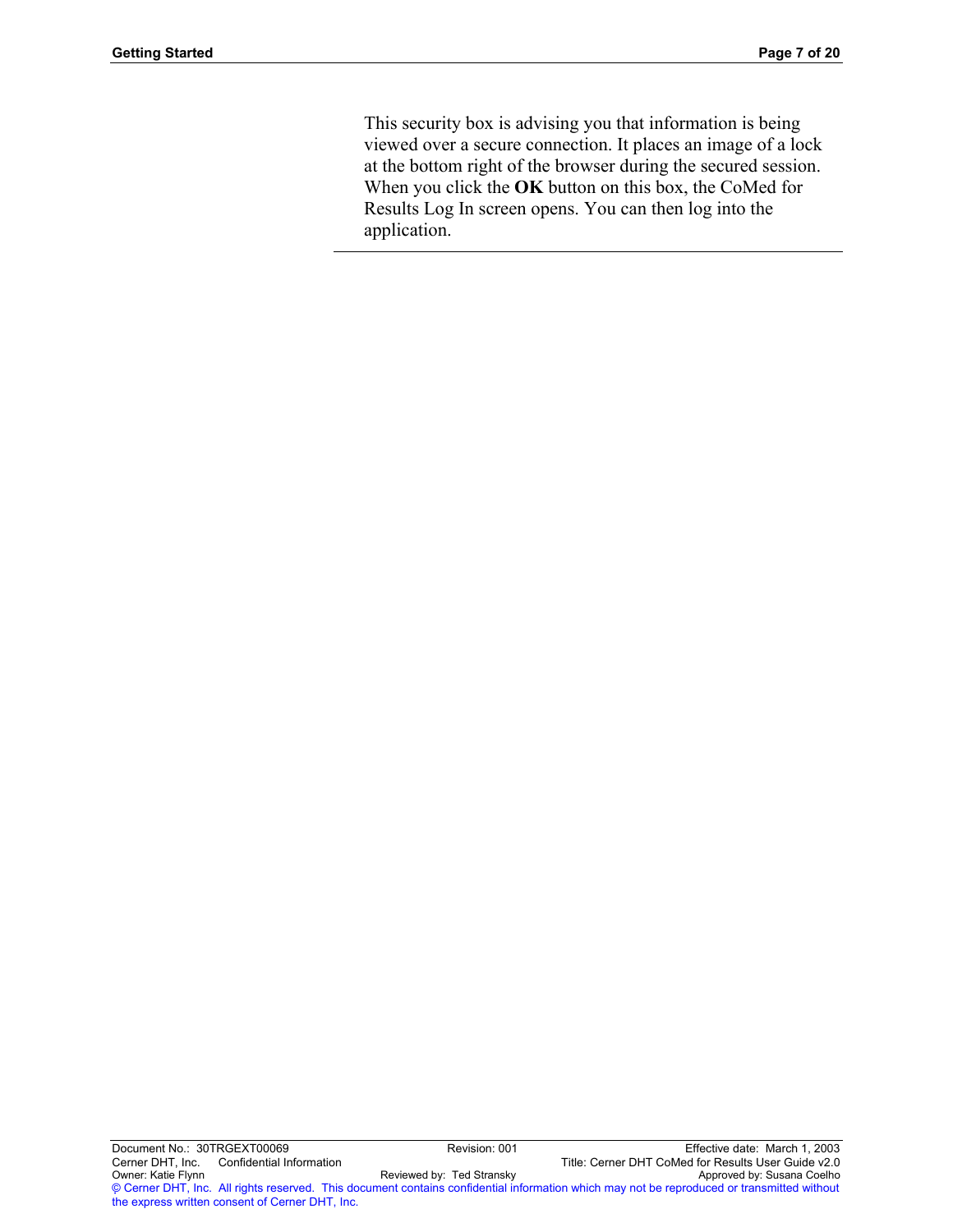This security box is advising you that information is being viewed over a secure connection. It places an image of a lock at the bottom right of the browser during the secured session. When you click the **OK** button on this box, the CoMed for Results Log In screen opens. You can then log into the application.

---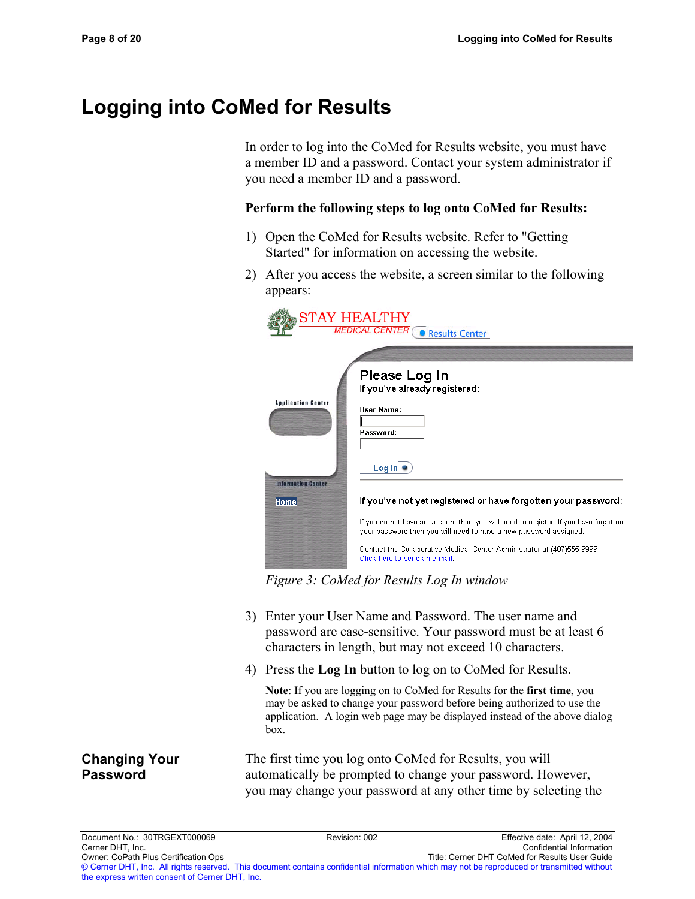# Logging into CoMed for Results

In order to log into the CoMed for Results website, you must have a member ID and a password. Contact your system administrator if you need a member ID and a password.

**Perform the following steps to log onto CoMed for Results:**

1) Open the CoMed for Results website. Refer to "Getting Started" for information on accessing the website.
2) After you access the website, a screen similar to the following appears:

*Figure 3: CoMed for Results Log In window*

3) Enter your User Name and Password. The user name and password are case-sensitive. Your password must be at least 6 characters in length, but may not exceed 10 characters.
4) Press the **Log In** button to log on to CoMed for Results.

   **Note**: If you are logging on to CoMed for Results for the **first time**, you may be asked to change your password before being authorized to use the application. A login web page may be displayed instead of the above dialog box.

## Changing Your Password

The first time you log onto CoMed for Results, you will automatically be prompted to change your password. However, you may change your password at any other time by selecting the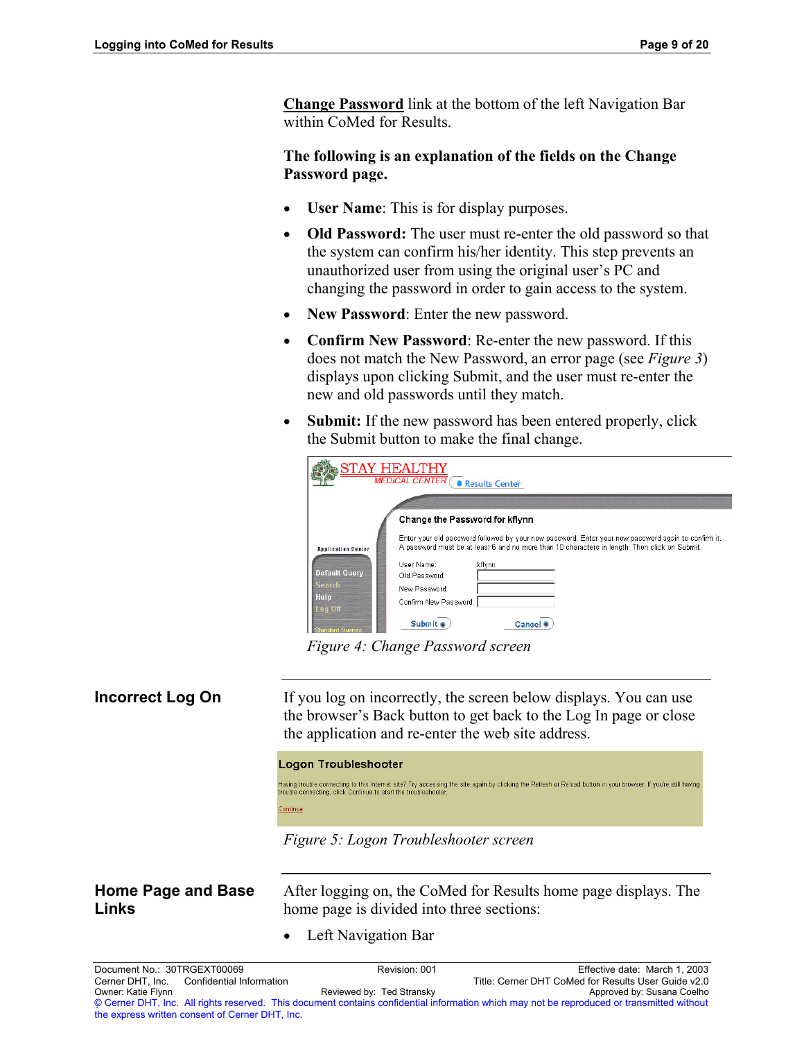**Change Password** link at the bottom of the left Navigation Bar within CoMed for Results.

**The following is an explanation of the fields on the Change Password page.**

- **User Name**: This is for display purposes.
- **Old Password:** The user must re-enter the old password so that the system can confirm his/her identity. This step prevents an unauthorized user from using the original user's PC and changing the password in order to gain access to the system.
- **New Password**: Enter the new password.
- **Confirm New Password**: Re-enter the new password. If this does not match the New Password, an error page (see *Figure 3*) displays upon clicking Submit, and the user must re-enter the new and old passwords until they match.
- **Submit:** If the new password has been entered properly, click the Submit button to make the final change.

*Figure 4: Change Password screen*

## Incorrect Log On

If you log on incorrectly, the screen below displays. You can use the browser's Back button to get back to the Log In page or close the application and re-enter the web site address.

*Figure 5: Logon Troubleshooter screen*

## Home Page and Base Links

After logging on, the CoMed for Results home page displays. The home page is divided into three sections:

- Left Navigation Bar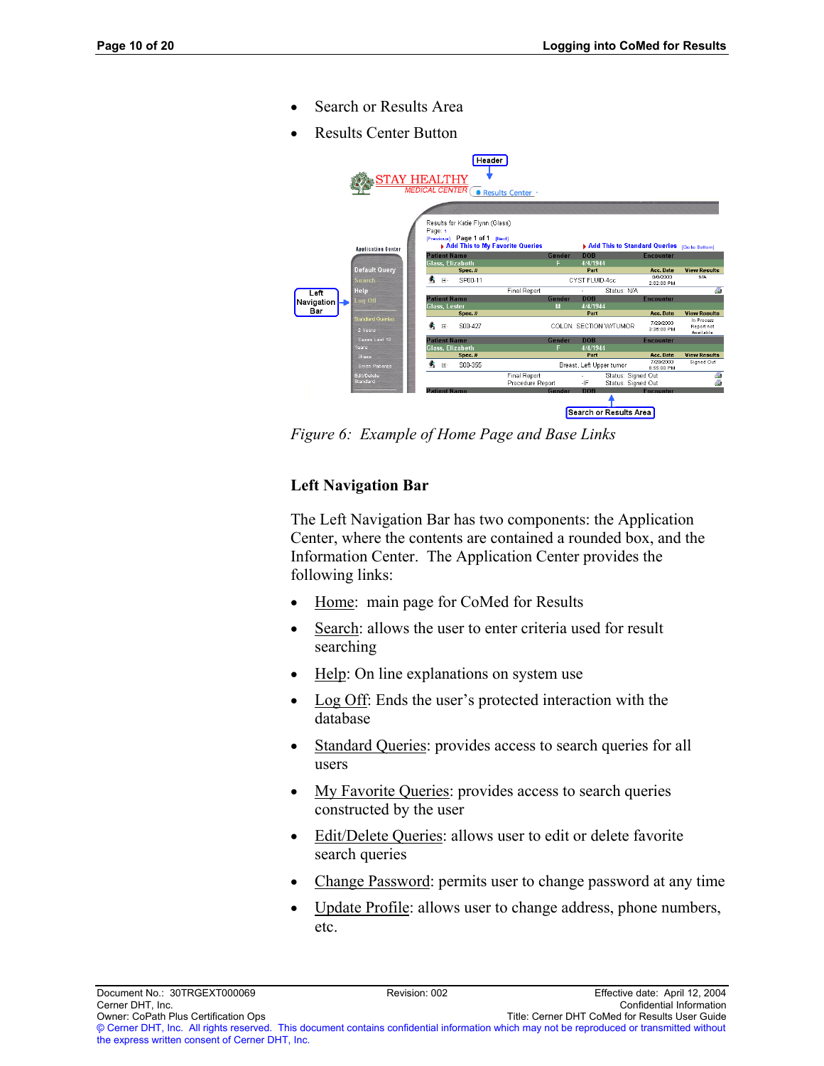- Search or Results Area
- Results Center Button

*Figure 6: Example of Home Page and Base Links*

### Left Navigation Bar

The Left Navigation Bar has two components: the Application Center, where the contents are contained a rounded box, and the Information Center. The Application Center provides the following links:

- Home: main page for CoMed for Results
- Search: allows the user to enter criteria used for result searching
- Help: On line explanations on system use
- Log Off: Ends the user's protected interaction with the database
- Standard Queries: provides access to search queries for all users
- My Favorite Queries: provides access to search queries constructed by the user
- Edit/Delete Queries: allows user to edit or delete favorite search queries
- Change Password: permits user to change password at any time
- Update Profile: allows user to change address, phone numbers, etc.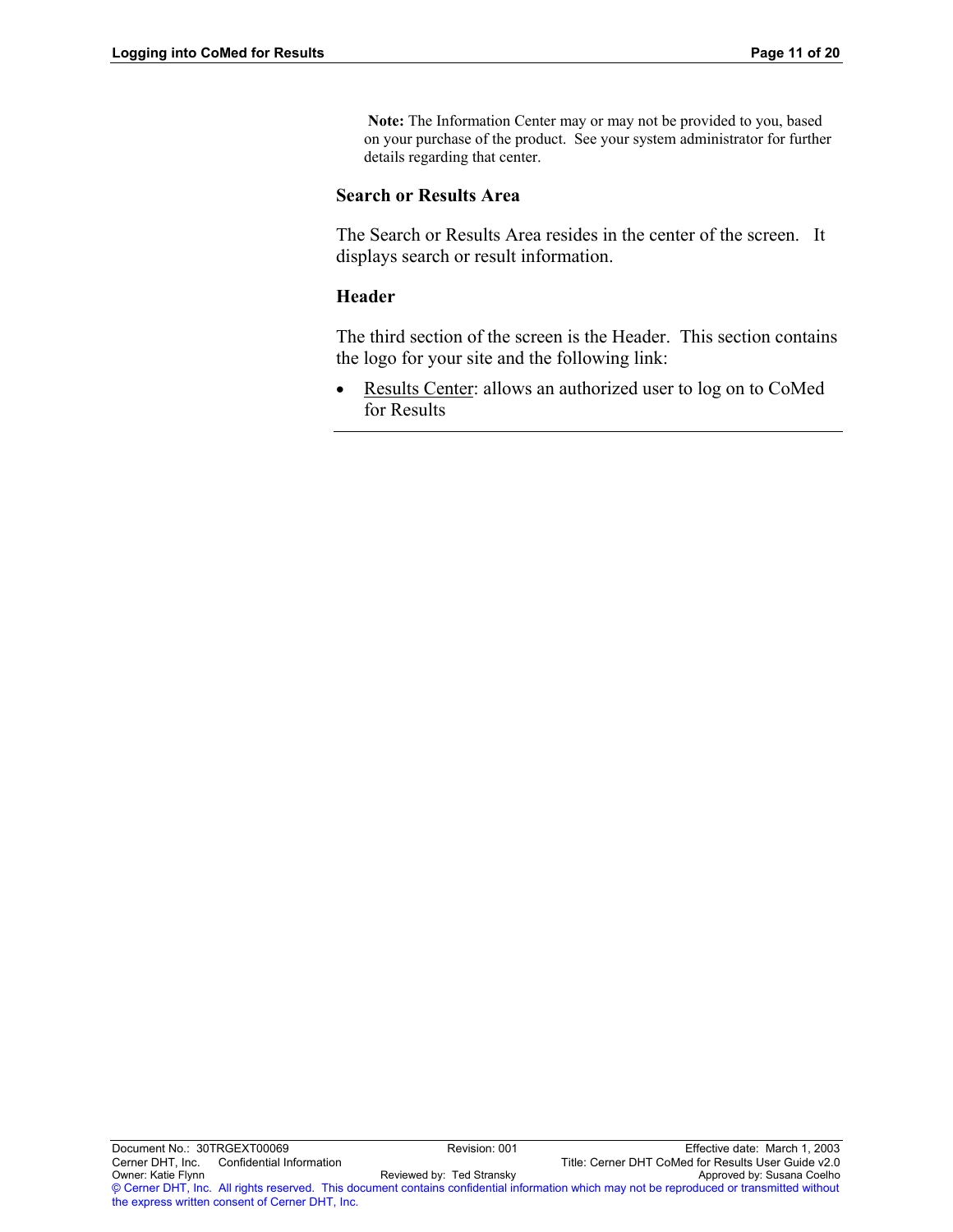**Note:** The Information Center may or may not be provided to you, based on your purchase of the product. See your system administrator for further details regarding that center.

### Search or Results Area

The Search or Results Area resides in the center of the screen. It displays search or result information.

### Header

The third section of the screen is the Header. This section contains the logo for your site and the following link:

- Results Center: allows an authorized user to log on to CoMed for Results

---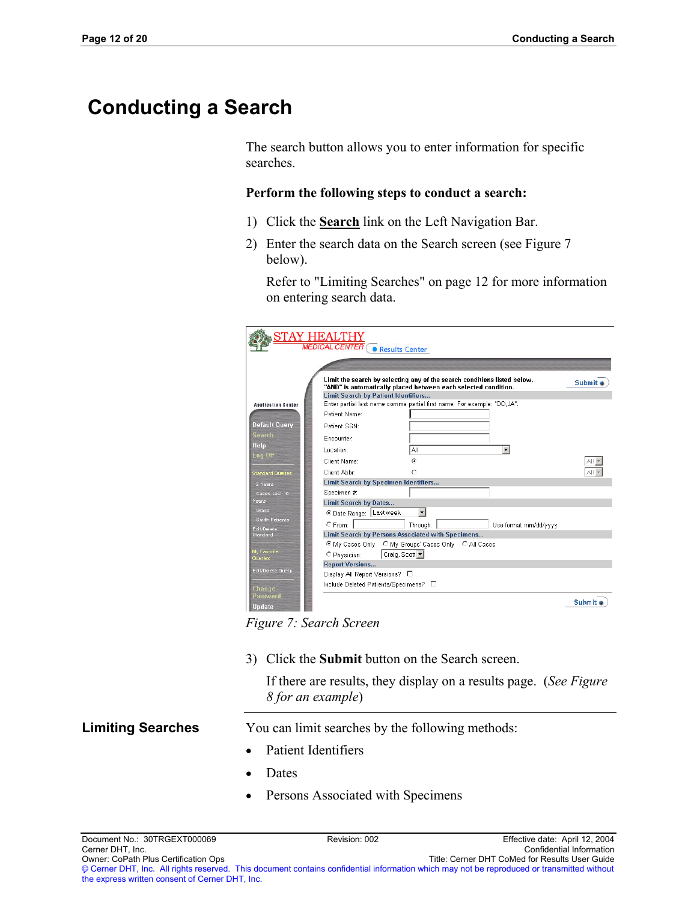# Conducting a Search

The search button allows you to enter information for specific searches.

**Perform the following steps to conduct a search:**

1) Click the **Search** link on the Left Navigation Bar.
2) Enter the search data on the Search screen (see Figure 7 below).

   Refer to "Limiting Searches" on page 12 for more information on entering search data.

*Figure 7: Search Screen*

3) Click the **Submit** button on the Search screen.

   If there are results, they display on a results page. (*See Figure 8 for an example*)

## Limiting Searches

You can limit searches by the following methods:

- Patient Identifiers
- Dates
- Persons Associated with Specimens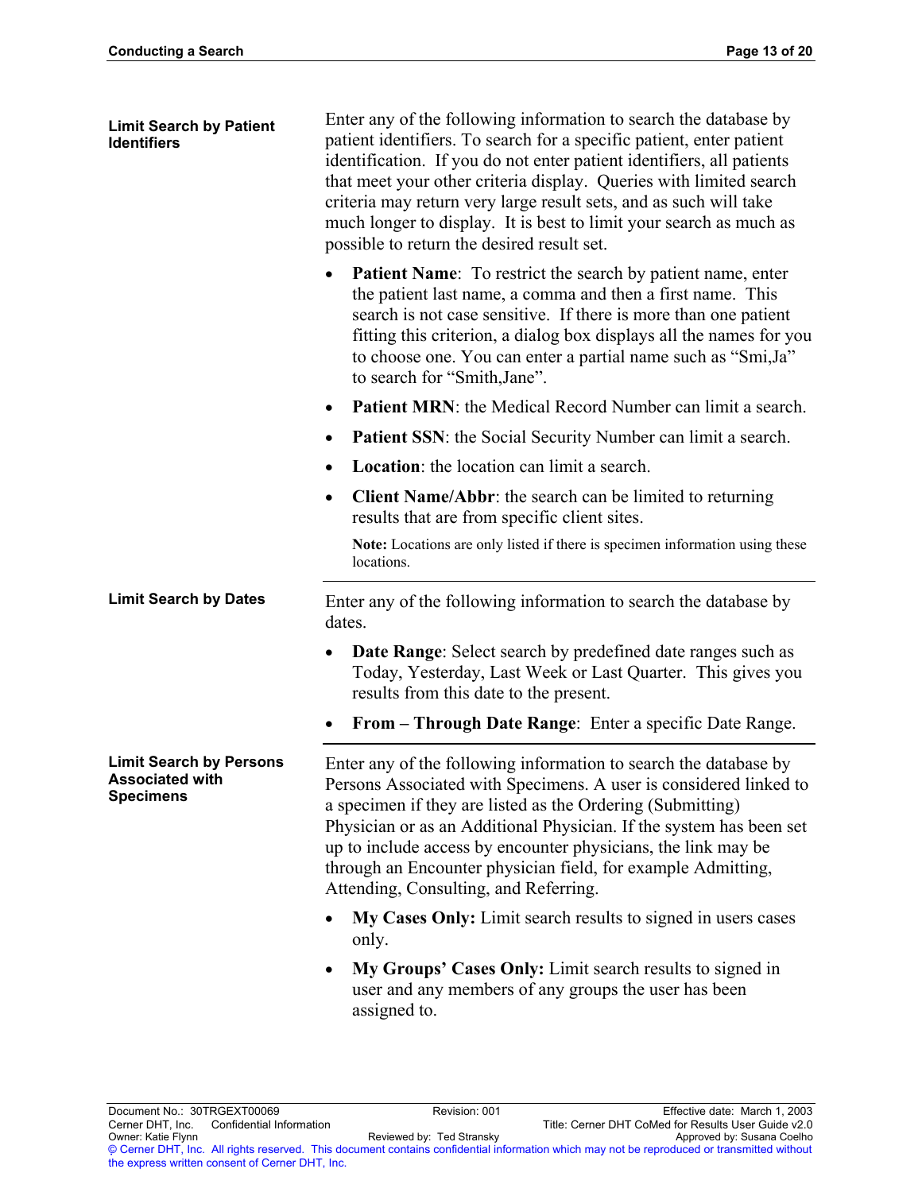### Limit Search by Patient Identifiers

Enter any of the following information to search the database by patient identifiers. To search for a specific patient, enter patient identification. If you do not enter patient identifiers, all patients that meet your other criteria display. Queries with limited search criteria may return very large result sets, and as such will take much longer to display. It is best to limit your search as much as possible to return the desired result set.

- **Patient Name**: To restrict the search by patient name, enter the patient last name, a comma and then a first name. This search is not case sensitive. If there is more than one patient fitting this criterion, a dialog box displays all the names for you to choose one. You can enter a partial name such as "Smi,Ja" to search for "Smith,Jane".
- **Patient MRN**: the Medical Record Number can limit a search.
- **Patient SSN**: the Social Security Number can limit a search.
- **Location**: the location can limit a search.
- **Client Name/Abbr**: the search can be limited to returning results that are from specific client sites.

  **Note:** Locations are only listed if there is specimen information using these locations.

### Limit Search by Dates

Enter any of the following information to search the database by dates.

- **Date Range**: Select search by predefined date ranges such as Today, Yesterday, Last Week or Last Quarter. This gives you results from this date to the present.
- **From – Through Date Range**: Enter a specific Date Range.

### Limit Search by Persons Associated with Specimens

Enter any of the following information to search the database by Persons Associated with Specimens. A user is considered linked to a specimen if they are listed as the Ordering (Submitting) Physician or as an Additional Physician. If the system has been set up to include access by encounter physicians, the link may be through an Encounter physician field, for example Admitting, Attending, Consulting, and Referring.

- **My Cases Only:** Limit search results to signed in users cases only.
- **My Groups' Cases Only:** Limit search results to signed in user and any members of any groups the user has been assigned to.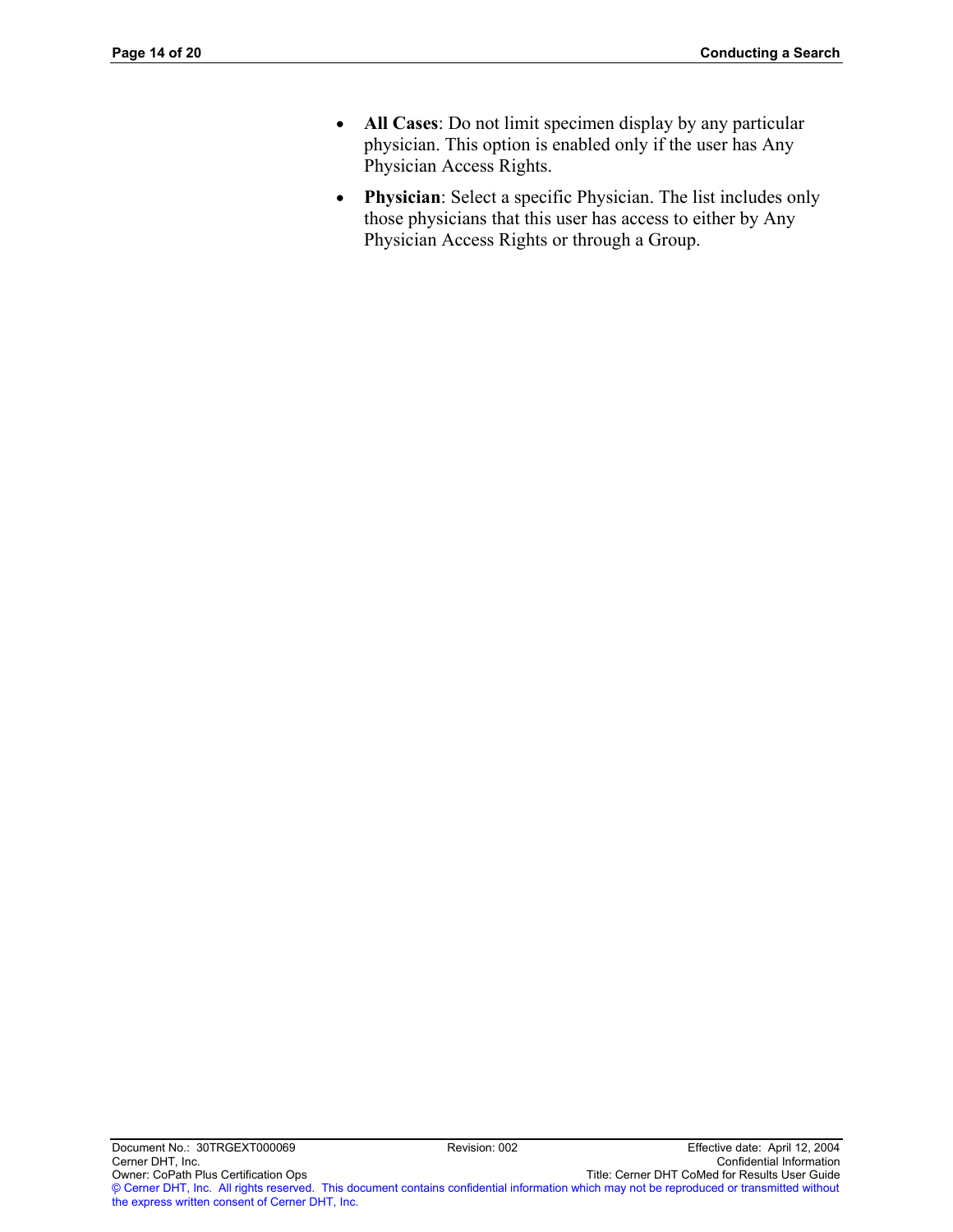- **All Cases**: Do not limit specimen display by any particular physician. This option is enabled only if the user has Any Physician Access Rights.
- **Physician**: Select a specific Physician. The list includes only those physicians that this user has access to either by Any Physician Access Rights or through a Group.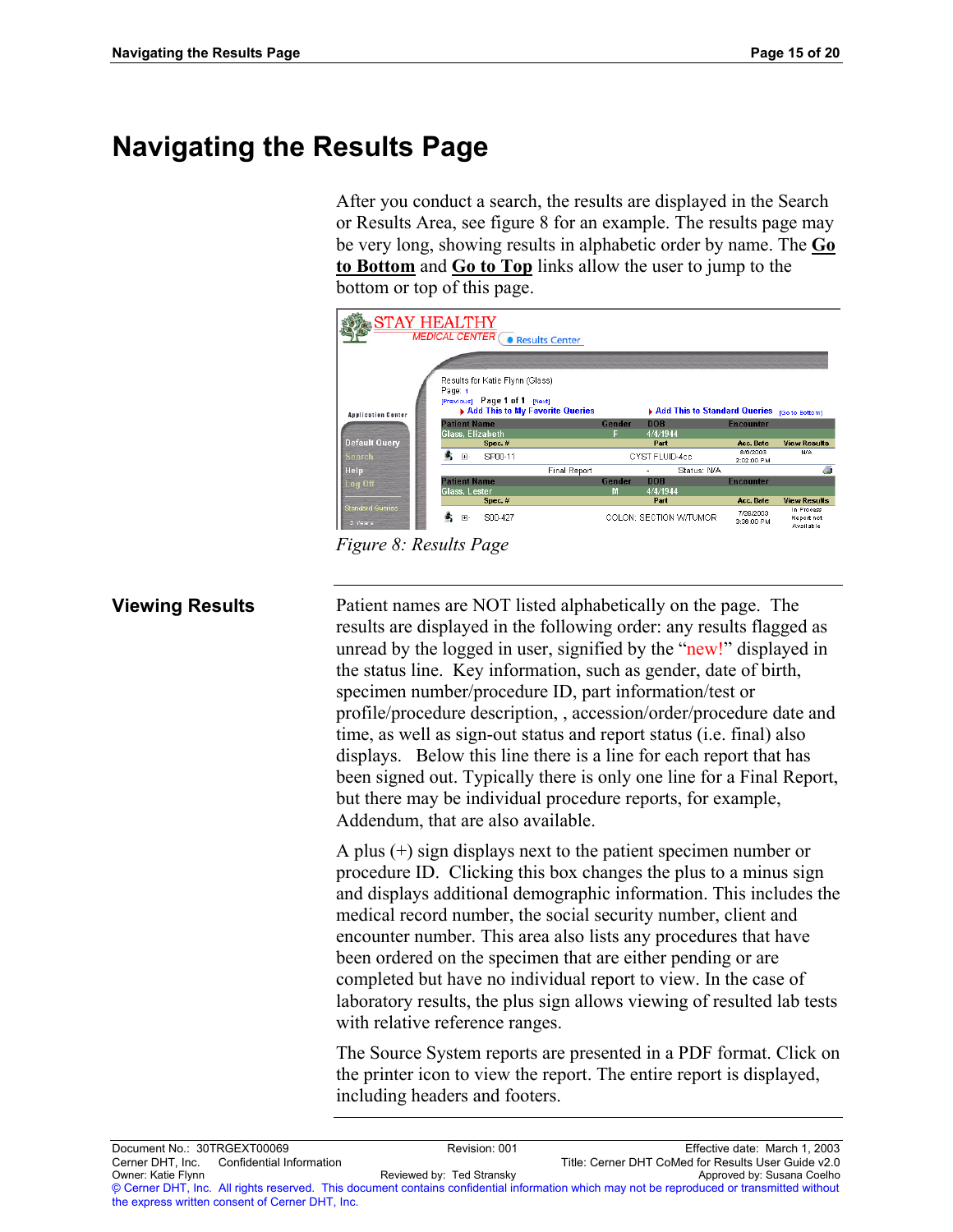# Navigating the Results Page

After you conduct a search, the results are displayed in the Search or Results Area, see figure 8 for an example. The results page may be very long, showing results in alphabetic order by name. The **Go to Bottom** and **Go to Top** links allow the user to jump to the bottom or top of this page.

*Figure 8: Results Page*

## Viewing Results

Patient names are NOT listed alphabetically on the page. The results are displayed in the following order: any results flagged as unread by the logged in user, signified by the "new!" displayed in the status line. Key information, such as gender, date of birth, specimen number/procedure ID, part information/test or profile/procedure description, , accession/order/procedure date and time, as well as sign-out status and report status (i.e. final) also displays. Below this line there is a line for each report that has been signed out. Typically there is only one line for a Final Report, but there may be individual procedure reports, for example, Addendum, that are also available.

A plus (+) sign displays next to the patient specimen number or procedure ID. Clicking this box changes the plus to a minus sign and displays additional demographic information. This includes the medical record number, the social security number, client and encounter number. This area also lists any procedures that have been ordered on the specimen that are either pending or are completed but have no individual report to view. In the case of laboratory results, the plus sign allows viewing of resulted lab tests with relative reference ranges.

The Source System reports are presented in a PDF format. Click on the printer icon to view the report. The entire report is displayed, including headers and footers.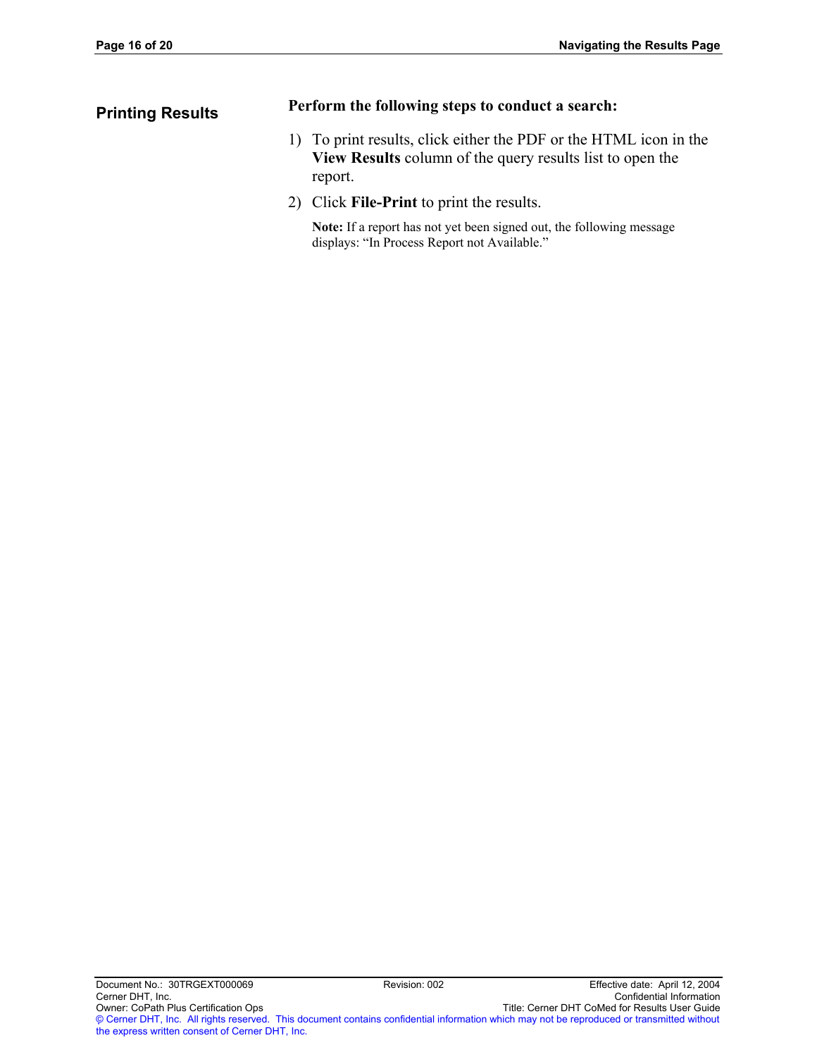## Printing Results

**Perform the following steps to conduct a search:**

1) To print results, click either the PDF or the HTML icon in the **View Results** column of the query results list to open the report.
2) Click **File-Print** to print the results.

   **Note:** If a report has not yet been signed out, the following message displays: "In Process Report not Available."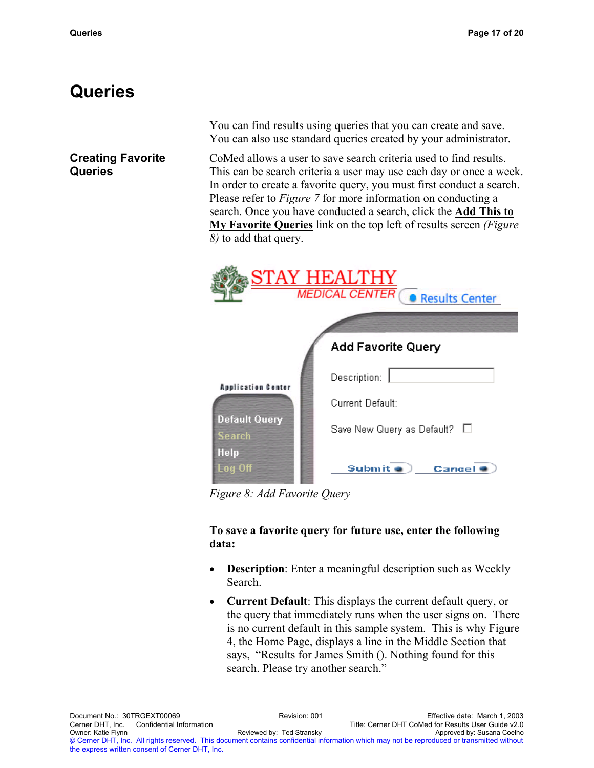# Queries

You can find results using queries that you can create and save. You can also use standard queries created by your administrator.

## Creating Favorite Queries

CoMed allows a user to save search criteria used to find results. This can be search criteria a user may use each day or once a week. In order to create a favorite query, you must first conduct a search. Please refer to *Figure 7* for more information on conducting a search. Once you have conducted a search, click the **Add This to My Favorite Queries** link on the top left of results screen *(Figure 8)* to add that query.

*Figure 8: Add Favorite Query*

**To save a favorite query for future use, enter the following data:**

- **Description**: Enter a meaningful description such as Weekly Search.
- **Current Default**: This displays the current default query, or the query that immediately runs when the user signs on. There is no current default in this sample system. This is why Figure 4, the Home Page, displays a line in the Middle Section that says, "Results for James Smith (). Nothing found for this search. Please try another search."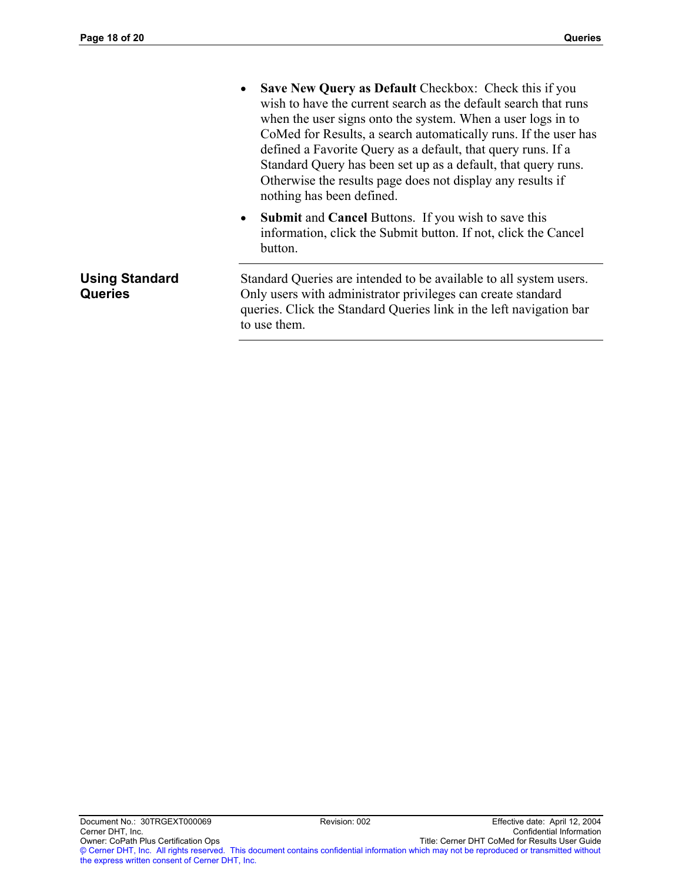- **Save New Query as Default** Checkbox: Check this if you wish to have the current search as the default search that runs when the user signs onto the system. When a user logs in to CoMed for Results, a search automatically runs. If the user has defined a Favorite Query as a default, that query runs. If a Standard Query has been set up as a default, that query runs. Otherwise the results page does not display any results if nothing has been defined.
- **Submit** and **Cancel** Buttons. If you wish to save this information, click the Submit button. If not, click the Cancel button.

## Using Standard Queries

Standard Queries are intended to be available to all system users. Only users with administrator privileges can create standard queries. Click the Standard Queries link in the left navigation bar to use them.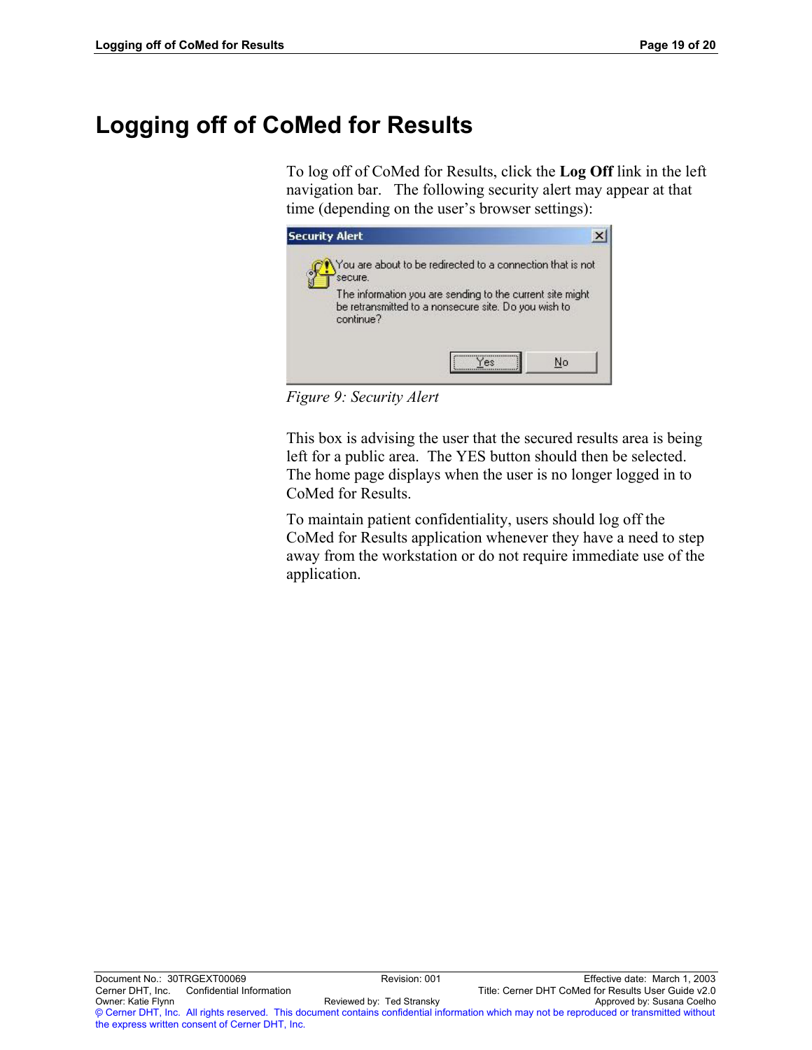# Logging off of CoMed for Results

To log off of CoMed for Results, click the **Log Off** link in the left navigation bar. The following security alert may appear at that time (depending on the user's browser settings):

*Figure 9: Security Alert*

This box is advising the user that the secured results area is being left for a public area. The YES button should then be selected. The home page displays when the user is no longer logged in to CoMed for Results.

To maintain patient confidentiality, users should log off the CoMed for Results application whenever they have a need to step away from the workstation or do not require immediate use of the application.